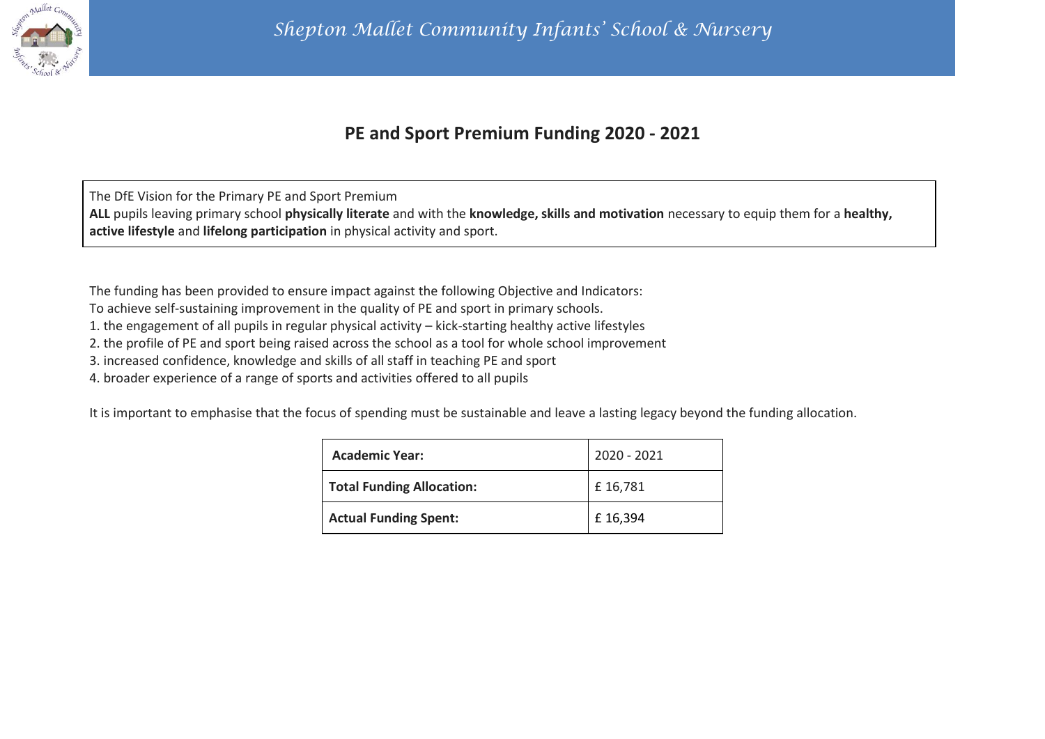*Shepton Mallet Community Infants' School & Nursery*

# PE and Sport Premium Funding 2020 - 2021

The DfE Vision for the Primary PE and Sport Premium
**ALL** pupils leaving primary school **physically literate** and with the **knowledge, skills and motivation** necessary to equip them for a **healthy, active lifestyle** and **lifelong participation** in physical activity and sport.

The funding has been provided to ensure impact against the following Objective and Indicators:
To achieve self-sustaining improvement in the quality of PE and sport in primary schools.
1. the engagement of all pupils in regular physical activity – kick-starting healthy active lifestyles
2. the profile of PE and sport being raised across the school as a tool for whole school improvement
3. increased confidence, knowledge and skills of all staff in teaching PE and sport
4. broader experience of a range of sports and activities offered to all pupils

It is important to emphasise that the focus of spending must be sustainable and leave a lasting legacy beyond the funding allocation.

| | |
|---|---|
| **Academic Year:** | 2020 - 2021 |
| **Total Funding Allocation:** | £ 16,781 |
| **Actual Funding Spent:** | £ 16,394 |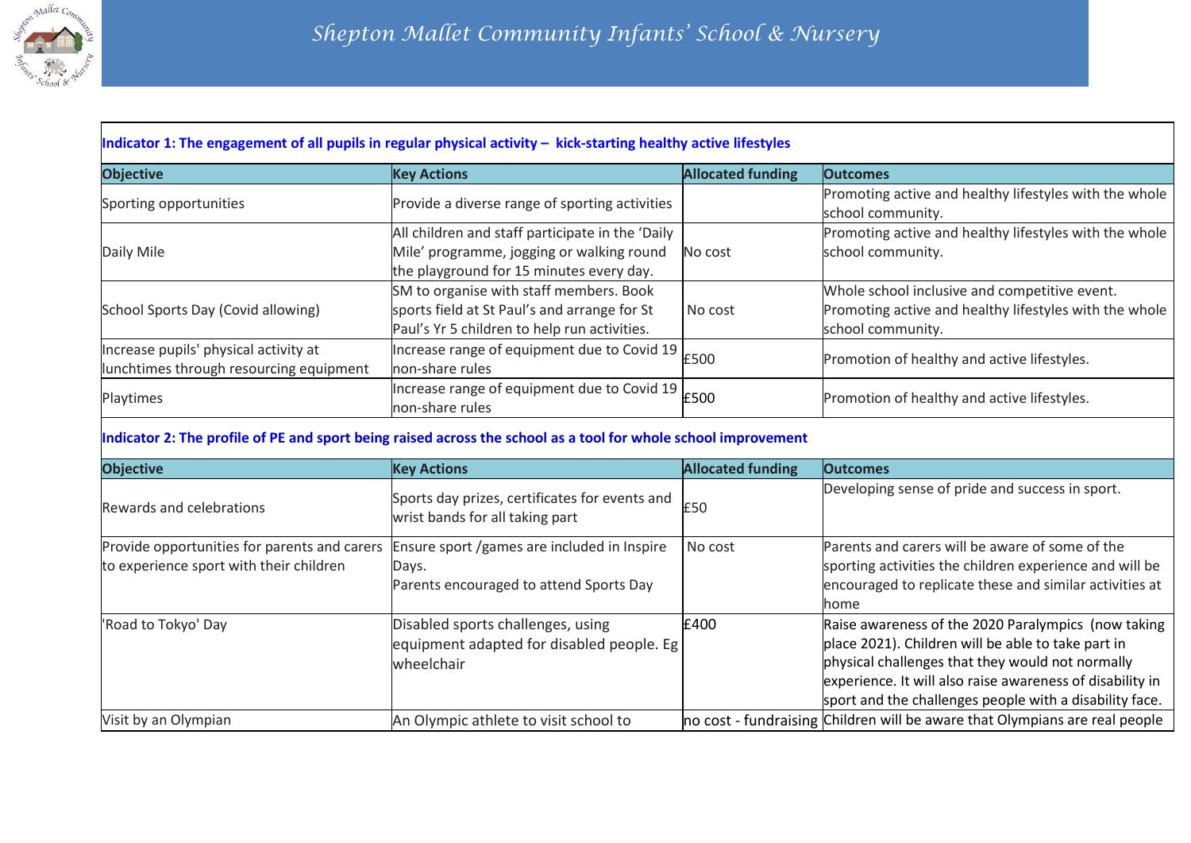# Shepton Mallet Community Infants' School & Nursery

**Indicator 1: The engagement of all pupils in regular physical activity – kick-starting healthy active lifestyles**

| Objective | Key Actions | Allocated funding | Outcomes |
|---|---|---|---|
| Sporting opportunities | Provide a diverse range of sporting activities | | Promoting active and healthy lifestyles with the whole school community. |
| Daily Mile | All children and staff participate in the 'Daily Mile' programme, jogging or walking round the playground for 15 minutes every day. | No cost | Promoting active and healthy lifestyles with the whole school community. |
| School Sports Day (Covid allowing) | SM to organise with staff members. Book sports field at St Paul's and arrange for St Paul's Yr 5 children to help run activities. | No cost | Whole school inclusive and competitive event. Promoting active and healthy lifestyles with the whole school community. |
| Increase pupils' physical activity at lunchtimes through resourcing equipment | Increase range of equipment due to Covid 19 non-share rules | £500 | Promotion of healthy and active lifestyles. |
| Playtimes | Increase range of equipment due to Covid 19 non-share rules | £500 | Promotion of healthy and active lifestyles. |

**Indicator 2: The profile of PE and sport being raised across the school as a tool for whole school improvement**

| Objective | Key Actions | Allocated funding | Outcomes |
|---|---|---|---|
| Rewards and celebrations | Sports day prizes, certificates for events and wrist bands for all taking part | £50 | Developing sense of pride and success in sport. |
| Provide opportunities for parents and carers to experience sport with their children | Ensure sport /games are included in Inspire Days.<br>Parents encouraged to attend Sports Day | No cost | Parents and carers will be aware of some of the sporting activities the children experience and will be encouraged to replicate these and similar activities at home |
| 'Road to Tokyo' Day | Disabled sports challenges, using equipment adapted for disabled people. Eg wheelchair | £400 | Raise awareness of the 2020 Paralympics (now taking place 2021). Children will be able to take part in physical challenges that they would not normally experience. It will also raise awareness of disability in sport and the challenges people with a disability face. |
| Visit by an Olympian | An Olympic athlete to visit school to | no cost - fundraising | Children will be aware that Olympians are real people |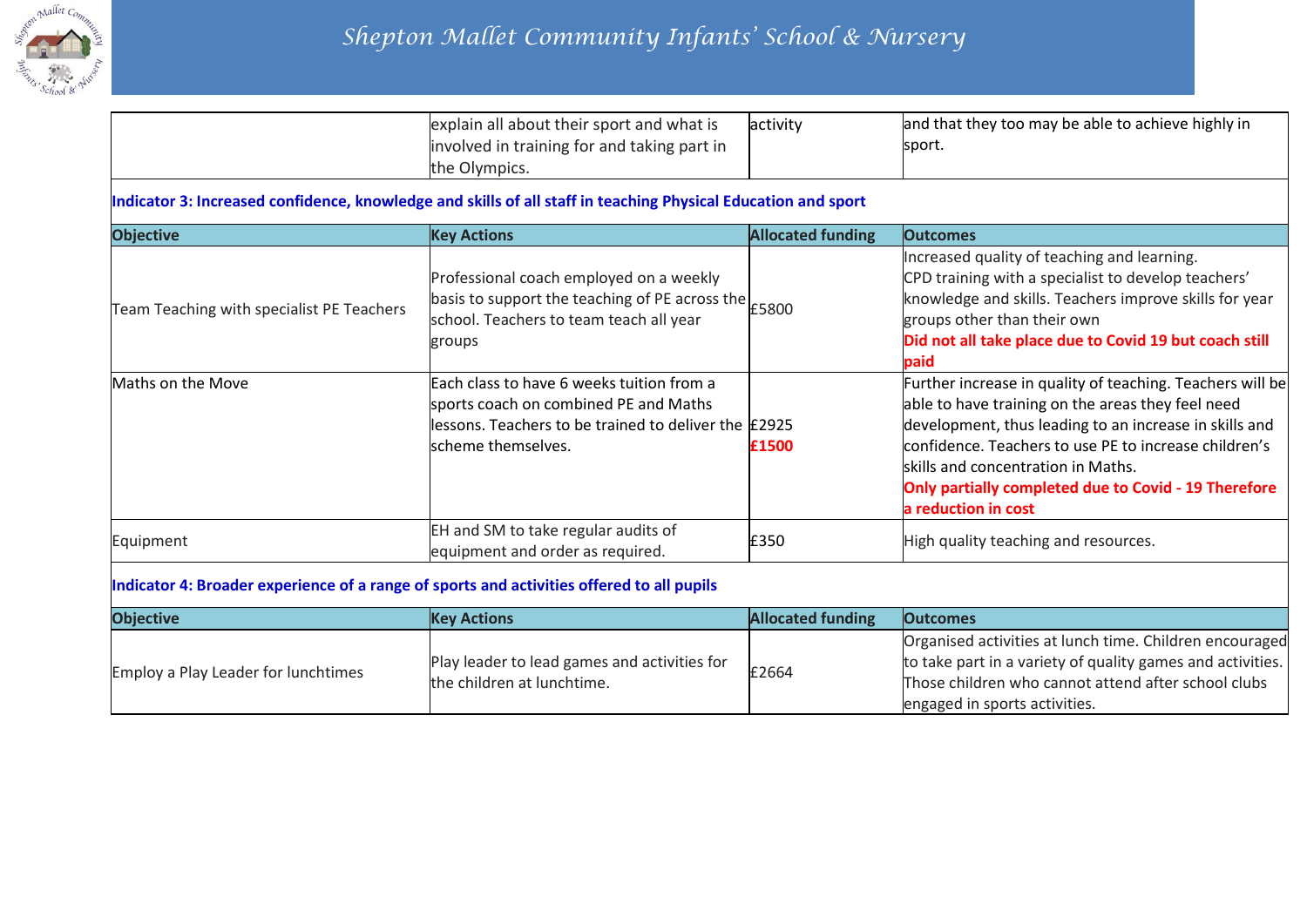| | | | |
|---|---|---|---|
| | explain all about their sport and what is involved in training for and taking part in the Olympics. | activity | and that they too may be able to achieve highly in sport. |

**Indicator 3: Increased confidence, knowledge and skills of all staff in teaching Physical Education and sport**

| Objective | Key Actions | Allocated funding | Outcomes |
|---|---|---|---|
| Team Teaching with specialist PE Teachers | Professional coach employed on a weekly basis to support the teaching of PE across the school. Teachers to team teach all year groups | £5800 | Increased quality of teaching and learning. CPD training with a specialist to develop teachers' knowledge and skills. Teachers improve skills for year groups other than their own **Did not all take place due to Covid 19 but coach still paid** |
| Maths on the Move | Each class to have 6 weeks tuition from a sports coach on combined PE and Maths lessons. Teachers to be trained to deliver the scheme themselves. | £2925 **£1500** | Further increase in quality of teaching. Teachers will be able to have training on the areas they feel need development, thus leading to an increase in skills and confidence. Teachers to use PE to increase children's skills and concentration in Maths. **Only partially completed due to Covid - 19 Therefore a reduction in cost** |
| Equipment | EH and SM to take regular audits of equipment and order as required. | £350 | High quality teaching and resources. |

**Indicator 4: Broader experience of a range of sports and activities offered to all pupils**

| Objective | Key Actions | Allocated funding | Outcomes |
|---|---|---|---|
| Employ a Play Leader for lunchtimes | Play leader to lead games and activities for the children at lunchtime. | £2664 | Organised activities at lunch time. Children encouraged to take part in a variety of quality games and activities. Those children who cannot attend after school clubs engaged in sports activities. |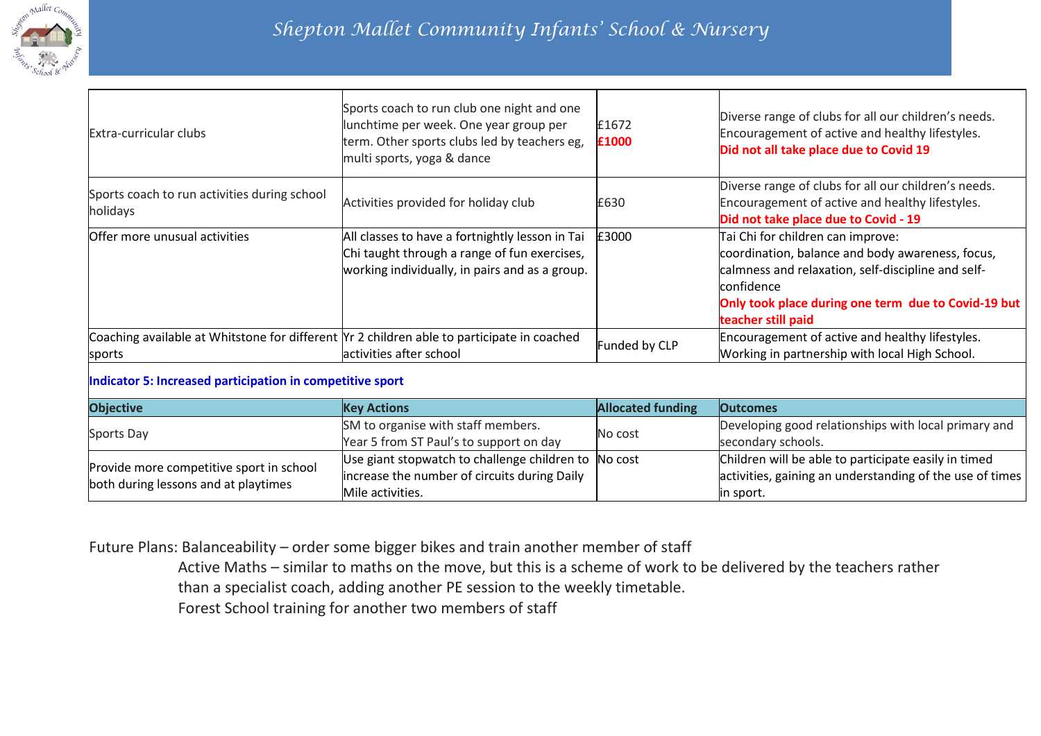| | | | |
|---|---|---|---|
| Extra-curricular clubs | Sports coach to run club one night and one lunchtime per week. One year group per term. Other sports clubs led by teachers eg, multi sports, yoga & dance | £1672<br>**£1000** | Diverse range of clubs for all our children's needs.<br>Encouragement of active and healthy lifestyles.<br>**Did not all take place due to Covid 19** |
| Sports coach to run activities during school holidays | Activities provided for holiday club | £630 | Diverse range of clubs for all our children's needs.<br>Encouragement of active and healthy lifestyles.<br>**Did not take place due to Covid - 19** |
| Offer more unusual activities | All classes to have a fortnightly lesson in Tai Chi taught through a range of fun exercises, working individually, in pairs and as a group. | £3000 | Tai Chi for children can improve:<br>coordination, balance and body awareness, focus, calmness and relaxation, self-discipline and self-confidence<br>**Only took place during one term due to Covid-19 but teacher still paid** |
| Coaching available at Whitstone for different sports | Yr 2 children able to participate in coached activities after school | Funded by CLP | Encouragement of active and healthy lifestyles.<br>Working in partnership with local High School. |

**Indicator 5: Increased participation in competitive sport**

| Objective | Key Actions | Allocated funding | Outcomes |
|---|---|---|---|
| Sports Day | SM to organise with staff members.<br>Year 5 from ST Paul's to support on day | No cost | Developing good relationships with local primary and secondary schools. |
| Provide more competitive sport in school both during lessons and at playtimes | Use giant stopwatch to challenge children to increase the number of circuits during Daily Mile activities. | No cost | Children will be able to participate easily in timed activities, gaining an understanding of the use of times in sport. |

Future Plans: Balanceability – order some bigger bikes and train another member of staff

Active Maths – similar to maths on the move, but this is a scheme of work to be delivered by the teachers rather than a specialist coach, adding another PE session to the weekly timetable.

Forest School training for another two members of staff